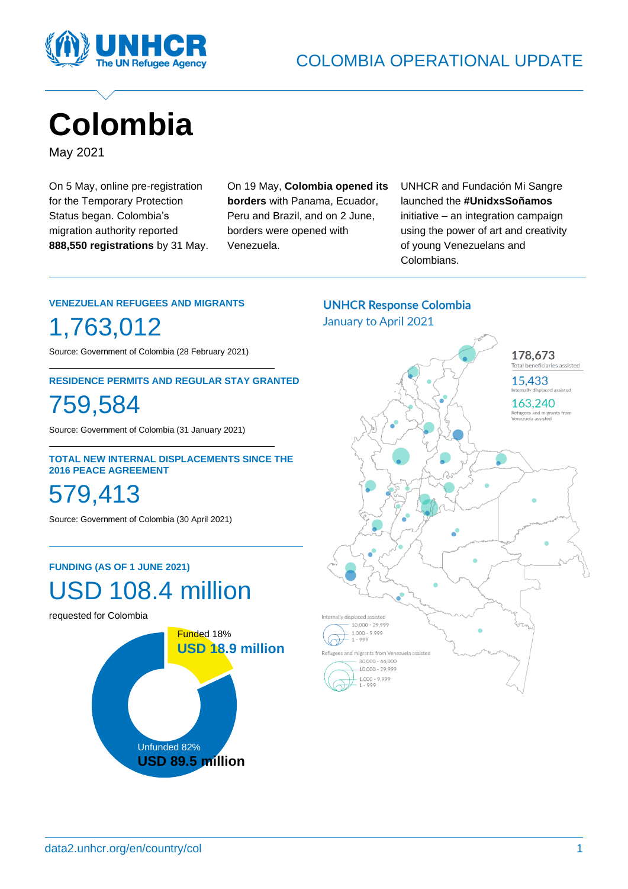COLOMBIA OPERATIONAL UPDATE

# Colombia

May 2021

On 5 May, online pre-registration for the Temporary Protection Status began. Colombia's migration authority reported **888,550 registrations** by 31 May.

On 19 May, **Colombia opened its borders** with Panama, Ecuador, Peru and Brazil, and on 2 June, borders were opened with Venezuela.

UNHCR and Fundación Mi Sangre launched the **#UnidxsSoñamos** initiative – an integration campaign using the power of art and creativity of young Venezuelans and Colombians.

### VENEZUELAN REFUGEES AND MIGRANTS

1,763,012

Source: Government of Colombia (28 February 2021)

### RESIDENCE PERMITS AND REGULAR STAY GRANTED

759,584

Source: Government of Colombia (31 January 2021)

### TOTAL NEW INTERNAL DISPLACEMENTS SINCE THE 2016 PEACE AGREEMENT

579,413

Source: Government of Colombia (30 April 2021)

### FUNDING (AS OF 1 JUNE 2021)

USD 108.4 million

requested for Colombia

Funded 18%
**USD 18.9 million**

Unfunded 82%
**USD 89.5 million**

### UNHCR Response Colombia

January to April 2021

178,673
Total beneficiaries assisted

15,433
Internally displaced assisted

163,240
Refugees and migrants from Venezuela assisted

Internally displaced assisted
- 10,000 - 29,999
- 1,000 - 9,999
- 1 - 999

Refugees and migrants from Venezuela assisted
- 30,000 - 66,000
- 10,000 - 29,999
- 1,000 - 9,999
- 1 - 999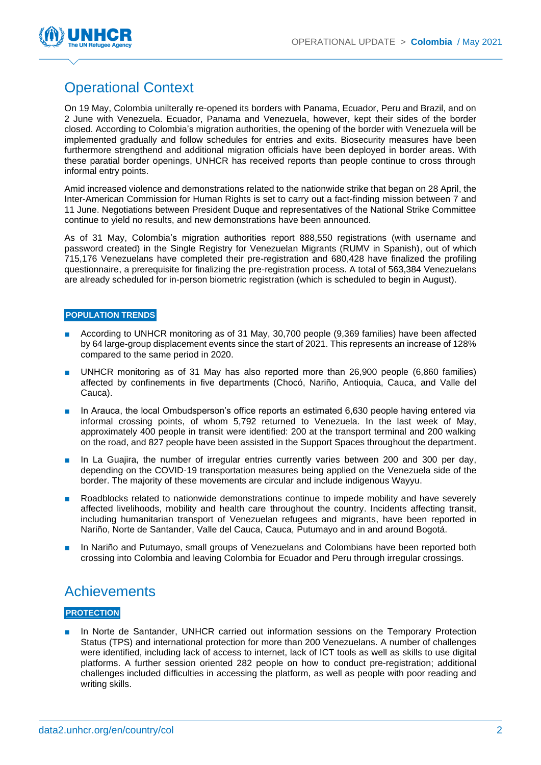# Operational Context

On 19 May, Colombia unilterally re-opened its borders with Panama, Ecuador, Peru and Brazil, and on 2 June with Venezuela. Ecuador, Panama and Venezuela, however, kept their sides of the border closed. According to Colombia's migration authorities, the opening of the border with Venezuela will be implemented gradually and follow schedules for entries and exits. Biosecurity measures have been furthermore strengthend and additional migration officials have been deployed in border areas. With these paratial border openings, UNHCR has received reports than people continue to cross through informal entry points.

Amid increased violence and demonstrations related to the nationwide strike that began on 28 April, the Inter-American Commission for Human Rights is set to carry out a fact-finding mission between 7 and 11 June. Negotiations between President Duque and representatives of the National Strike Committee continue to yield no results, and new demonstrations have been announced.

As of 31 May, Colombia's migration authorities report 888,550 registrations (with username and password created) in the Single Registry for Venezuelan Migrants (RUMV in Spanish), out of which 715,176 Venezuelans have completed their pre-registration and 680,428 have finalized the profiling questionnaire, a prerequisite for finalizing the pre-registration process. A total of 563,384 Venezuelans are already scheduled for in-person biometric registration (which is scheduled to begin in August).

**POPULATION TRENDS**

- According to UNHCR monitoring as of 31 May, 30,700 people (9,369 families) have been affected by 64 large-group displacement events since the start of 2021. This represents an increase of 128% compared to the same period in 2020.
- UNHCR monitoring as of 31 May has also reported more than 26,900 people (6,860 families) affected by confinements in five departments (Chocó, Nariño, Antioquia, Cauca, and Valle del Cauca).
- In Arauca, the local Ombudsperson's office reports an estimated 6,630 people having entered via informal crossing points, of whom 5,792 returned to Venezuela. In the last week of May, approximately 400 people in transit were identified: 200 at the transport terminal and 200 walking on the road, and 827 people have been assisted in the Support Spaces throughout the department.
- In La Guajira, the number of irregular entries currently varies between 200 and 300 per day, depending on the COVID-19 transportation measures being applied on the Venezuela side of the border. The majority of these movements are circular and include indigenous Wayyu.
- Roadblocks related to nationwide demonstrations continue to impede mobility and have severely affected livelihoods, mobility and health care throughout the country. Incidents affecting transit, including humanitarian transport of Venezuelan refugees and migrants, have been reported in Nariño, Norte de Santander, Valle del Cauca, Cauca, Putumayo and in and around Bogotá.
- In Nariño and Putumayo, small groups of Venezuelans and Colombians have been reported both crossing into Colombia and leaving Colombia for Ecuador and Peru through irregular crossings.

# Achievements

**PROTECTION**

- In Norte de Santander, UNHCR carried out information sessions on the Temporary Protection Status (TPS) and international protection for more than 200 Venezuelans. A number of challenges were identified, including lack of access to internet, lack of ICT tools as well as skills to use digital platforms. A further session oriented 282 people on how to conduct pre-registration; additional challenges included difficulties in accessing the platform, as well as people with poor reading and writing skills.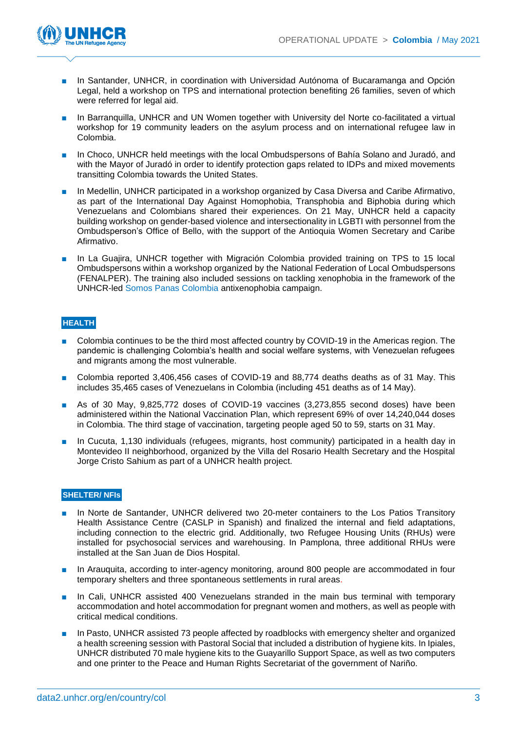- In Santander, UNHCR, in coordination with Universidad Autónoma of Bucaramanga and Opción Legal, held a workshop on TPS and international protection benefiting 26 families, seven of which were referred for legal aid.
- In Barranquilla, UNHCR and UN Women together with University del Norte co-facilitated a virtual workshop for 19 community leaders on the asylum process and on international refugee law in Colombia.
- In Choco, UNHCR held meetings with the local Ombudspersons of Bahía Solano and Juradó, and with the Mayor of Juradó in order to identify protection gaps related to IDPs and mixed movements transitting Colombia towards the United States.
- In Medellin, UNHCR participated in a workshop organized by Casa Diversa and Caribe Afirmativo, as part of the International Day Against Homophobia, Transphobia and Biphobia during which Venezuelans and Colombians shared their experiences. On 21 May, UNHCR held a capacity building workshop on gender-based violence and intersectionality in LGBTI with personnel from the Ombudsperson's Office of Bello, with the support of the Antioquia Women Secretary and Caribe Afirmativo.
- In La Guajira, UNHCR together with Migración Colombia provided training on TPS to 15 local Ombudspersons within a workshop organized by the National Federation of Local Ombudspersons (FENALPER). The training also included sessions on tackling xenophobia in the framework of the UNHCR-led Somos Panas Colombia antixenophobia campaign.

## HEALTH

- Colombia continues to be the third most affected country by COVID-19 in the Americas region. The pandemic is challenging Colombia's health and social welfare systems, with Venezuelan refugees and migrants among the most vulnerable.
- Colombia reported 3,406,456 cases of COVID-19 and 88,774 deaths deaths as of 31 May. This includes 35,465 cases of Venezuelans in Colombia (including 451 deaths as of 14 May).
- As of 30 May, 9,825,772 doses of COVID-19 vaccines (3,273,855 second doses) have been administered within the National Vaccination Plan, which represent 69% of over 14,240,044 doses in Colombia. The third stage of vaccination, targeting people aged 50 to 59, starts on 31 May.
- In Cucuta, 1,130 individuals (refugees, migrants, host community) participated in a health day in Montevideo II neighborhood, organized by the Villa del Rosario Health Secretary and the Hospital Jorge Cristo Sahium as part of a UNHCR health project.

## SHELTER/ NFIs

- In Norte de Santander, UNHCR delivered two 20-meter containers to the Los Patios Transitory Health Assistance Centre (CASLP in Spanish) and finalized the internal and field adaptations, including connection to the electric grid. Additionally, two Refugee Housing Units (RHUs) were installed for psychosocial services and warehousing. In Pamplona, three additional RHUs were installed at the San Juan de Dios Hospital.
- In Arauquita, according to inter-agency monitoring, around 800 people are accommodated in four temporary shelters and three spontaneous settlements in rural areas.
- In Cali, UNHCR assisted 400 Venezuelans stranded in the main bus terminal with temporary accommodation and hotel accommodation for pregnant women and mothers, as well as people with critical medical conditions.
- In Pasto, UNHCR assisted 73 people affected by roadblocks with emergency shelter and organized a health screening session with Pastoral Social that included a distribution of hygiene kits. In Ipiales, UNHCR distributed 70 male hygiene kits to the Guayarillo Support Space, as well as two computers and one printer to the Peace and Human Rights Secretariat of the government of Nariño.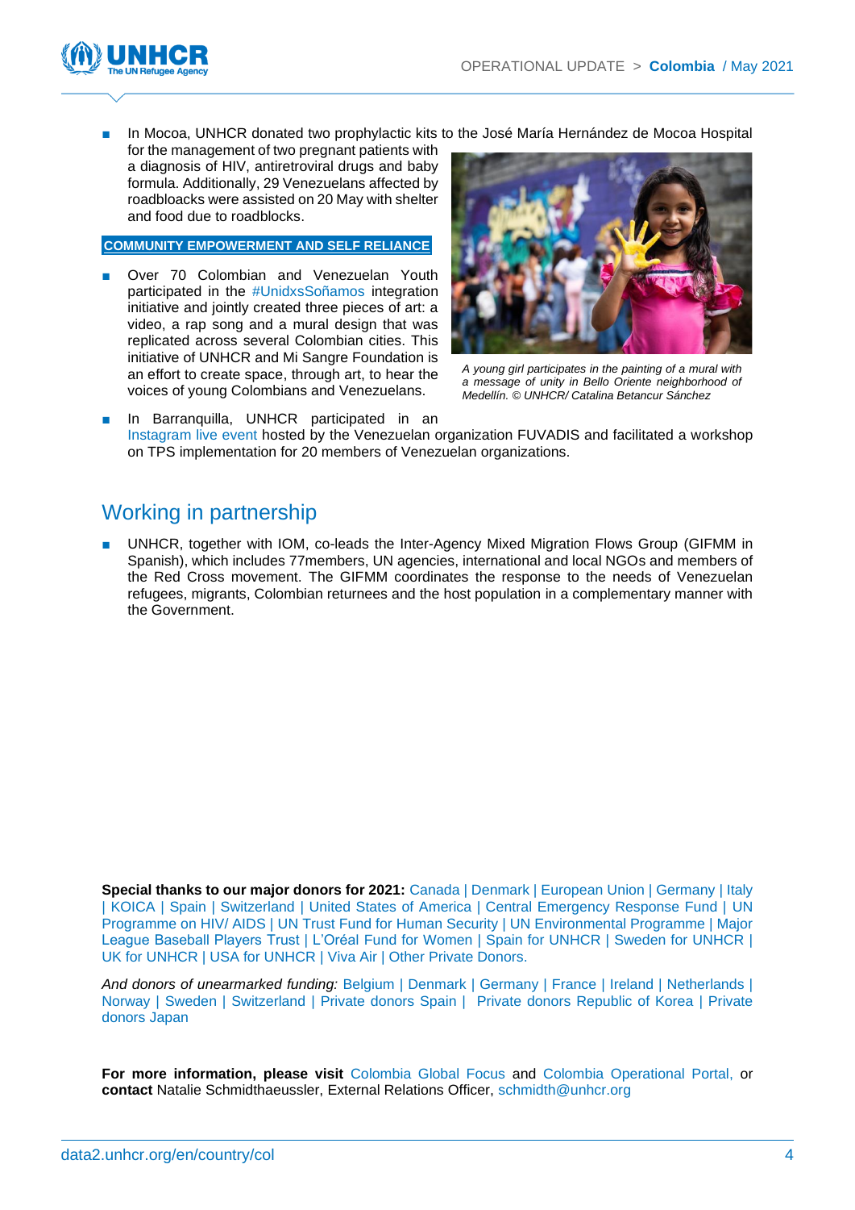- In Mocoa, UNHCR donated two prophylactic kits to the José María Hernández de Mocoa Hospital for the management of two pregnant patients with a diagnosis of HIV, antiretroviral drugs and baby formula. Additionally, 29 Venezuelans affected by roadbloacks were assisted on 20 May with shelter and food due to roadblocks.

**COMMUNITY EMPOWERMENT AND SELF RELIANCE**

- Over 70 Colombian and Venezuelan Youth participated in the #UnidxsSoñamos integration initiative and jointly created three pieces of art: a video, a rap song and a mural design that was replicated across several Colombian cities. This initiative of UNHCR and Mi Sangre Foundation is an effort to create space, through art, to hear the voices of young Colombians and Venezuelans.

*A young girl participates in the painting of a mural with a message of unity in Bello Oriente neighborhood of Medellín. © UNHCR/ Catalina Betancur Sánchez*

- In Barranquilla, UNHCR participated in an Instagram live event hosted by the Venezuelan organization FUVADIS and facilitated a workshop on TPS implementation for 20 members of Venezuelan organizations.

## Working in partnership

- UNHCR, together with IOM, co-leads the Inter-Agency Mixed Migration Flows Group (GIFMM in Spanish), which includes 77members, UN agencies, international and local NGOs and members of the Red Cross movement. The GIFMM coordinates the response to the needs of Venezuelan refugees, migrants, Colombian returnees and the host population in a complementary manner with the Government.

**Special thanks to our major donors for 2021:** Canada | Denmark | European Union | Germany | Italy | KOICA | Spain | Switzerland | United States of America | Central Emergency Response Fund | UN Programme on HIV/ AIDS | UN Trust Fund for Human Security | UN Environmental Programme | Major League Baseball Players Trust | L'Oréal Fund for Women | Spain for UNHCR | Sweden for UNHCR | UK for UNHCR | USA for UNHCR | Viva Air | Other Private Donors.

*And donors of unearmarked funding:* Belgium | Denmark | Germany | France | Ireland | Netherlands | Norway | Sweden | Switzerland | Private donors Spain | Private donors Republic of Korea | Private donors Japan

**For more information, please visit** Colombia Global Focus and Colombia Operational Portal, or **contact** Natalie Schmidthaeussler, External Relations Officer, schmidth@unhcr.org